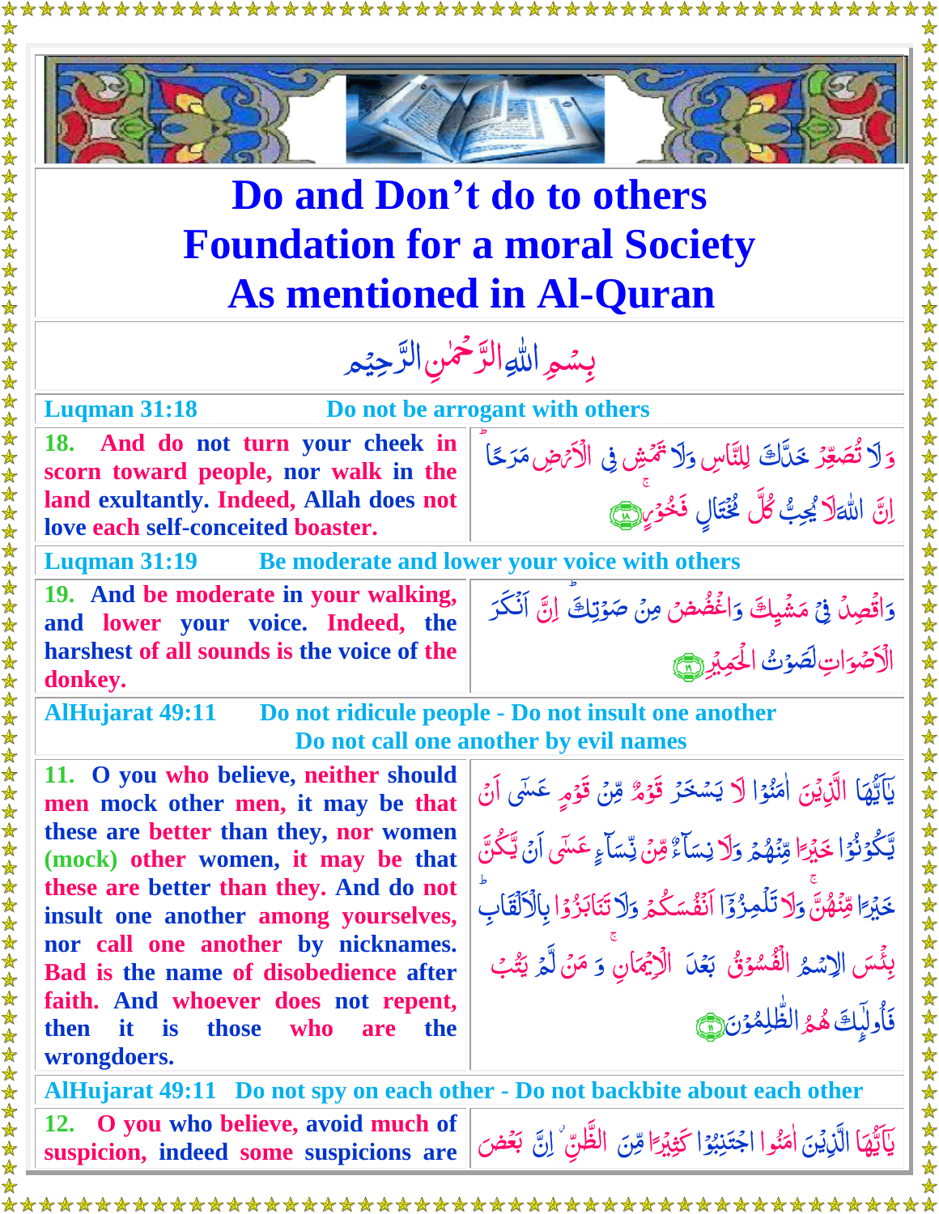# Do and Don't do to others
# Foundation for a moral Society
# As mentioned in Al-Quran

بِسۡمِ اللّٰہِ الرَّحۡمٰنِ الرَّحِیۡمِ

**Luqman 31:18 — Do not be arrogant with others**

| | |
|---|---|
| **18. And do not turn your cheek in scorn toward people, nor walk in the land exultantly. Indeed, Allah does not love each self-conceited boaster.** | وَ لَا تُصَعِّرۡ خَدَّکَ لِلنَّاسِ وَ لَا تَمۡشِ فِی الۡاَرۡضِ مَرَحًا ؕ اِنَّ اللّٰہَ لَا یُحِبُّ کُلَّ مُخۡتَالٍ فَخُوۡرٍ ﴿ۚ۱۸﴾ |

**Luqman 31:19 — Be moderate and lower your voice with others**

| | |
|---|---|
| **19. And be moderate in your walking, and lower your voice. Indeed, the harshest of all sounds is the voice of the donkey.** | وَ اقۡصِدۡ فِیۡ مَشۡیِکَ وَ اغۡضُضۡ مِنۡ صَوۡتِکَ ؕ اِنَّ اَنۡکَرَ الۡاَصۡوَاتِ لَصَوۡتُ الۡحَمِیۡرِ ﴿۱۹﴾ |

**AlHujarat 49:11 — Do not ridicule people - Do not insult one another — Do not call one another by evil names**

| | |
|---|---|
| **11. O you who believe, neither should men mock other men, it may be that these are better than they, nor women (mock) other women, it may be that these are better than they. And do not insult one another among yourselves, nor call one another by nicknames. Bad is the name of disobedience after faith. And whoever does not repent, then it is those who are the wrongdoers.** | یٰۤاَیُّہَا الَّذِیۡنَ اٰمَنُوۡا لَا یَسۡخَرۡ قَوۡمٌ مِّنۡ قَوۡمٍ عَسٰۤی اَنۡ یَّکُوۡنُوۡا خَیۡرًا مِّنۡہُمۡ وَ لَا نِسَآءٌ مِّنۡ نِّسَآءٍ عَسٰۤی اَنۡ یَّکُنَّ خَیۡرًا مِّنۡہُنَّ ۚ وَ لَا تَلۡمِزُوۡۤا اَنۡفُسَکُمۡ وَ لَا تَنَابَزُوۡا بِالۡاَلۡقَابِ ؕ بِئۡسَ الِاسۡمُ الۡفُسُوۡقُ بَعۡدَ الۡاِیۡمَانِ ۚ وَ مَنۡ لَّمۡ یَتُبۡ فَاُولٰٓئِکَ ہُمُ الظّٰلِمُوۡنَ ﴿۱۱﴾ |

**AlHujarat 49:11 — Do not spy on each other - Do not backbite about each other**

| | |
|---|---|
| **12. O you who believe, avoid much of suspicion, indeed some suspicions are** | یٰۤاَیُّہَا الَّذِیۡنَ اٰمَنُوا اجۡتَنِبُوۡا کَثِیۡرًا مِّنَ الظَّنِّ ۫ اِنَّ بَعۡضَ |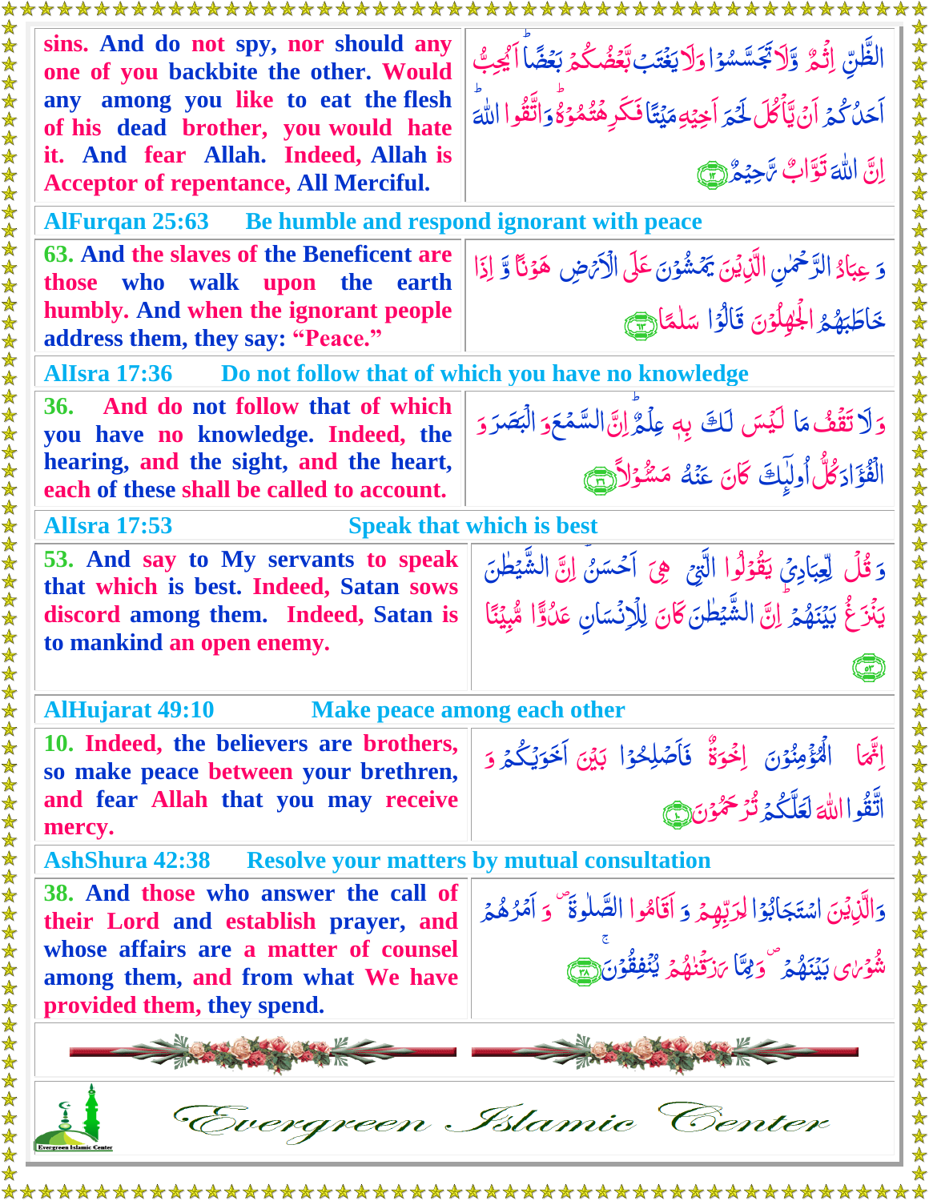| | |
|---|---|
| sins. And do not spy, nor should any one of you backbite the other. Would any among you like to eat the flesh of his dead brother, you would hate it. And fear Allah. Indeed, Allah is Acceptor of repentance, All Merciful. | الظَّنِّ اِثْمٌ وَّلَا تَجَسَّسُوْا وَلَا يَغْتَبْ بَّعْضُكُمْ بَعْضًا اَيُحِبُّ اَحَدُكُمْ اَنْ يَّاْكُلَ لَحْمَ اَخِيْهِ مَيْتًا فَكَرِهْتُمُوْهُ وَاتَّقُوا اللّٰهَ اِنَّ اللّٰهَ تَوَّابٌ رَّحِيْمٌ ﴿١٢﴾ |

**AlFurqan 25:63 — Be humble and respond ignorant with peace**

| | |
|---|---|
| 63. And the slaves of the Beneficent are those who walk upon the earth humbly. And when the ignorant people address them, they say: “Peace.” | وَ عِبَادُ الرَّحْمٰنِ الَّذِيْنَ يَمْشُوْنَ عَلَى الْاَرْضِ هَوْنًا وَّ اِذَا خَاطَبَهُمُ الْجٰهِلُوْنَ قَالُوْا سَلٰمًا ﴿٦٣﴾ |

**AlIsra 17:36 — Do not follow that of which you have no knowledge**

| | |
|---|---|
| 36. And do not follow that of which you have no knowledge. Indeed, the hearing, and the sight, and the heart, each of these shall be called to account. | وَلَا تَقْفُ مَا لَيْسَ لَكَ بِهٖ عِلْمٌ اِنَّ السَّمْعَ وَالْبَصَرَ وَالْفُؤَادَ كُلُّ اُولٰٓئِكَ كَانَ عَنْهُ مَسْـُٔوْلًا ﴿٣٦﴾ |

**AlIsra 17:53 — Speak that which is best**

| | |
|---|---|
| 53. And say to My servants to speak that which is best. Indeed, Satan sows discord among them. Indeed, Satan is to mankind an open enemy. | وَ قُلْ لِّعِبَادِيْ يَقُوْلُوا الَّتِيْ هِيَ اَحْسَنُ اِنَّ الشَّيْطٰنَ يَنْزَغُ بَيْنَهُمْ اِنَّ الشَّيْطٰنَ كَانَ لِلْاِنْسَانِ عَدُوًّا مُّبِيْنًا ﴿٥٣﴾ |

**AlHujarat 49:10 — Make peace among each other**

| | |
|---|---|
| 10. Indeed, the believers are brothers, so make peace between your brethren, and fear Allah that you may receive mercy. | اِنَّمَا الْمُؤْمِنُوْنَ اِخْوَةٌ فَاَصْلِحُوْا بَيْنَ اَخَوَيْكُمْ وَ اتَّقُوا اللّٰهَ لَعَلَّكُمْ تُرْحَمُوْنَ ﴿١٠﴾ |

**AshShura 42:38 — Resolve your matters by mutual consultation**

| | |
|---|---|
| 38. And those who answer the call of their Lord and establish prayer, and whose affairs are a matter of counsel among them, and from what We have provided them, they spend. | وَالَّذِيْنَ اسْتَجَابُوْا لِرَبِّهِمْ وَ اَقَامُوا الصَّلٰوةَ وَ اَمْرُهُمْ شُوْرٰى بَيْنَهُمْ وَمِمَّا رَزَقْنٰهُمْ يُنْفِقُوْنَ ﴿٣٨﴾ |

Evergreen Islamic Center